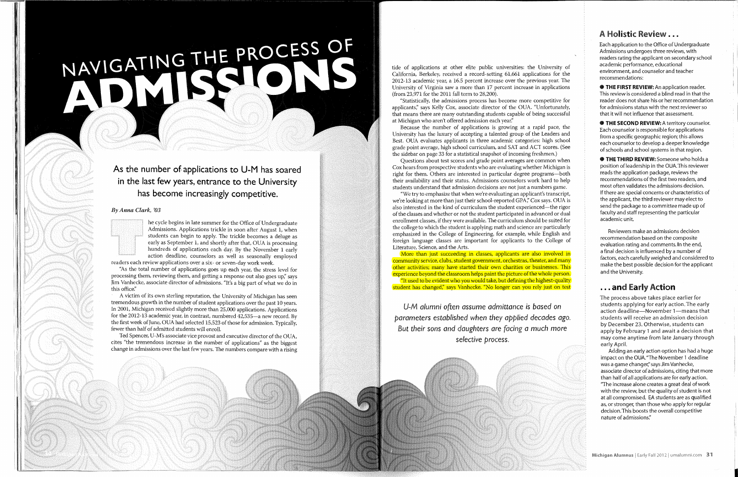# NAVIGATING THE PROCESS OF ADMISSIONS

## As the number of applications to U-M has soared in the last few years, entrance to the University has become increasingly competitive.

*By Anna Clark, '03*

The cycle begins in late summer for the Office of Undergraduate Admissions. Applications trickle in soon after August 1, when students can begin to apply. The trickle becomes a deluge as early as September 1, and shortly after that, OUA is processing hundreds of applications each day. By the November 1 early action deadline, counselors as well as seasonally employed readers each review applications over a six- or seven-day work week.

"As the total number of applications goes up each year, the stress level for processing them, reviewing them, and getting a response out also goes up," says Jim Vanhecke, associate director of admissions. "It's a big part of what we do in this office."

A victim of its own sterling reputation, the University of Michigan has seen tremendous growth in the number of student applications over the past 10 years. In 2001, Michigan received slightly more than 25,000 applications. Applications for the 2012-13 academic year, in contrast, numbered 42,535—a new record. By the first week of June, OUA had selected 15,523 of those for admission. Typically, fewer than half of admitted students will enroll.

Ted Spencer, U-M's associate vice provost and executive director of the OUA, cites "the tremendous increase in the number of applications" as the biggest change in admissions over the last few years. The numbers compare with a rising tide of applications at other elite public universities: the University of California, Berkeley, received a record-setting 61,661 applications for the 2012-13 academic year, a 16.5 percent increase over the previous year. The University of Virginia saw a more than 17 percent increase in applications (from 23,971 for the 2011 fall term to 28,200).

"Statistically, the admissions process has become more competitive for applicants," says Kelly Cox, associate director of the OUA. "Unfortunately, that means there are many outstanding students capable of being successful at Michigan who aren't offered admission each year."

Because the number of applications is growing at a rapid pace, the University has the luxury of accepting a talented group of the Leaders and Best. OUA evaluates applicants in three academic categories: high school grade point average, high school curriculum, and SAT and ACT scores. (See the sidebar on page 33 for a statistical snapshot of incoming freshmen.)

Questions about test scores and grade point averages are common when Cox hears from prospective students who are evaluating whether Michigan is right for them. Others are interested in particular degree programs—both their availability and their status. Admissions counselors work hard to help students understand that admission decisions are not just a numbers game.

"We try to emphasize that when we're evaluating an applicant's transcript, we're looking at more than just their school-reported GPA," Cox says. OUA is also interested in the kind of curriculum the student experienced—the rigor of the classes and whether or not the student participated in advanced or dual enrollment classes, if they were available. The curriculum should be suited for the college to which the student is applying; math and science are particularly emphasized in the College of Engineering, for example, while English and foreign language classes are important for applicants to the College of Literature, Science, and the Arts.

More than just succeeding in classes, applicants are also involved in community service, clubs, student government, orchestras, theater, and many other activities; many have started their own charities or businesses. This experience beyond the classroom helps paint the picture of the whole person.

"It used to be evident who you would take, but defining the highest-quality student has changed," says Vanhecke. "No longer can you rely just on test

*U-M alumni often assume admittance is based on parameters established when they applied decades ago. But their sons and daughters are facing a much more selective process.*

## A Holistic Review...

Each application to the Office of Undergraduate Admissions undergoes three reviews, with readers rating the applicant on secondary school academic performance, educational environment, and counselor and teacher recommendations:

- **THE FIRST REVIEW:** An application reader. This review is considered a blind read in that the reader does not share his or her recommendation for admissions status with the next reviewer so that it will not influence that assessment.
- **THE SECOND REVIEW:** A territory counselor. Each counselor is responsible for applications from a specific geographic region; this allows each counselor to develop a deeper knowledge of schools and school systems in that region.
- **THE THIRD REVIEW:** Someone who holds a position of leadership in the OUA. This reviewer reads the application package, reviews the recommendations of the first two readers, and most often validates the admissions decision. If there are special concerns or characteristics of the applicant, the third reviewer may elect to send the package to a committee made up of faculty and staff representing the particular academic unit.

Reviewers make an admissions decision recommendation based on the composite evaluation rating and comments. In the end, a final decision is influenced by a number of factors, each carefully weighed and considered to make the best possible decision for the applicant and the University.

## ...and Early Action

The process above takes place earlier for students applying for early action. The early action deadline—November 1—means that students will receive an admission decision by December 23. Otherwise, students can apply by February 1 and await a decision that may come anytime from late January through early April.

Adding an early action option has had a huge impact on the OUA. "The November 1 deadline was a game changer," says Jim Vanhecke, associate director of admissions, citing that more than half of all applications are for early action. "The increase alone creates a great deal of work with the review, but the quality of student is not at all compromised. EA students are as qualified as, or stronger, than those who apply for regular decision. This boosts the overall competitive nature of admissions."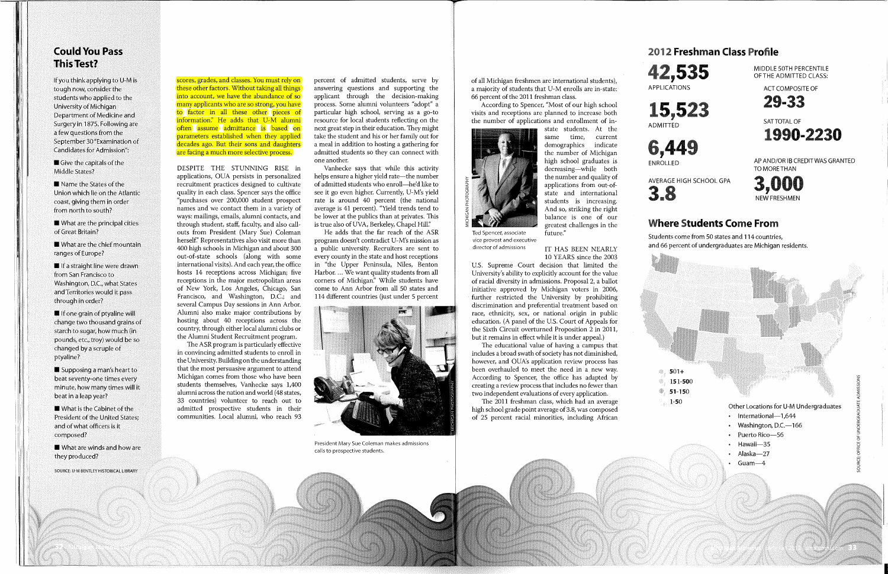## Could You Pass This Test?

If you think applying to U-M is tough now, consider the students who applied to the University of Michigan Department of Medicine and Surgery in 1875. Following are a few questions from the September 30 "Examination of Candidates for Admission":

- Give the capitals of the Middle States?
- Name the States of the Union which lie on the Atlantic coast, giving them in order from north to south?
- What are the principal cities of Great Britain?
- What are the chief mountain ranges of Europe?
- If a straight line were drawn from San Francisco to Washington, D.C., what States and Territories would it pass through in order?
- If one grain of ptyaline will change two thousand grains of starch to sugar, how much (in pounds, etc., troy) would be so changed by a scruple of ptyaline?
- Supposing a man's heart to beat seventy-one times every minute, how many times will it beat in a leap year?
- What is the Cabinet of the President of the United States; and of what officers is it composed?
- What are winds and how are they produced?

SOURCE: U-M BENTLEY HISTORICAL LIBRARY

scores, grades, and classes. You must rely on these other factors. Without taking all things into account, we have the abundance of so many applicants who are so strong, you have to factor in all these other pieces of information." He adds that U-M alumni often assume admittance is based on parameters established when they applied decades ago. But their sons and daughters are facing a much more selective process.

DESPITE THE STUNNING RISE in applications, OUA persists in personalized recruitment practices designed to cultivate quality in each class. Spencer says the office "purchases over 200,000 student prospect names and we contact them in a variety of ways: mailings, emails, alumni contacts, and through student, staff, faculty, and also call-outs from President (Mary Sue) Coleman herself." Representatives also visit more than 400 high schools in Michigan and about 300 out-of-state schools (along with some international visits). And each year, the office hosts 14 receptions across Michigan; five receptions in the major metropolitan areas of New York, Los Angeles, Chicago, San Francisco, and Washington, D.C.; and several Campus Day sessions in Ann Arbor. Alumni also make major contributions by hosting about 40 receptions across the country, through either local alumni clubs or the Alumni Student Recruitment program.

The ASR program is particularly effective in convincing admitted students to enroll in the University. Building on the understanding that the most persuasive argument to attend Michigan comes from those who have been students themselves, Vanhecke says 1,400 alumni across the nation and world (48 states, 33 countries) volunteer to reach out to admitted prospective students in their communities. Local alumni, who reach 93 percent of admitted students, serve by answering questions and supporting the applicant through the decision-making process. Some alumni volunteers "adopt" a particular high school, serving as a go-to resource for local students reflecting on the next great step in their education. They might take the student and his or her family out for a meal in addition to hosting a gathering for admitted students so they can connect with one another.

Vanhecke says that while this activity helps ensure a higher yield rate—the number of admitted students who enroll—he'd like to see it go even higher. Currently, U-M's yield rate is around 40 percent (the national average is 41 percent). "Yield trends tend to be lower at the publics than at privates. This is true also of UVA, Berkeley, Chapel Hill."

He adds that the far reach of the ASR program doesn't contradict U-M's mission as a public university. Recruiters are sent to every county in the state and host receptions in "the Upper Peninsula, Niles, Benton Harbor. ... We want quality students from all corners of Michigan." While students have come to Ann Arbor from all 50 states and 114 different countries (just under 5 percent of all Michigan freshmen are international students), a majority of students that U-M enrolls are in-state: 66 percent of the 2011 freshman class.

President Mary Sue Coleman makes admissions calls to prospective students.

According to Spencer, "Most of our high school visits and receptions are planned to increase both the number of applications and enrollment of in-state students. At the same time, current demographics indicate the number of Michigan high school graduates is decreasing—while both the number and quality of applications from out-of-state and international students is increasing. And so, striking the right balance is one of our greatest challenges in the future."

Ted Spencer, associate vice provost and executive director of admissions

IT HAS BEEN NEARLY 10 YEARS since the 2003 U.S. Supreme Court decision that limited the University's ability to explicitly account for the value of racial diversity in admissions. Proposal 2, a ballot initiative approved by Michigan voters in 2006, further restricted the University by prohibiting discrimination and preferential treatment based on race, ethnicity, sex, or national origin in public education. (A panel of the U.S. Court of Appeals for the Sixth Circuit overturned Proposition 2 in 2011, but it remains in effect while it is under appeal.)

The educational value of having a campus that includes a broad swath of society has not diminished, however, and OUA's application review process has been overhauled to meet the need in a new way. According to Spencer, the office has adapted by creating a review process that includes no fewer than two independent evaluations of every application.

The 2011 freshman class, which had an average high school grade point average of 3.8, was composed of 25 percent racial minorities, including African

## 2012 Freshman Class Profile

**42,535**
APPLICATIONS

**15,523**
ADMITTED

**6,449**
ENROLLED

AVERAGE HIGH SCHOOL GPA
**3.8**

MIDDLE 50TH PERCENTILE OF THE ADMITTED CLASS:

ACT COMPOSITE OF
**29-33**

SAT TOTAL OF
**1990-2230**

AP AND/OR IB CREDIT WAS GRANTED TO MORE THAN
**3,000**
NEW FRESHMEN

## Where Students Come From

Students come from 50 states and 114 countries, and 66 percent of undergraduates are Michigan residents.

- 501+
- 151-500
- 51-150
- 1-50

Other Locations for U-M Undergraduates

- International—1,644
- Washington, D.C.—166
- Puerto Rico—56
- Hawaii—35
- Alaska—27
- Guam—4

SOURCE: OFFICE OF UNDERGRADUATE ADMISSIONS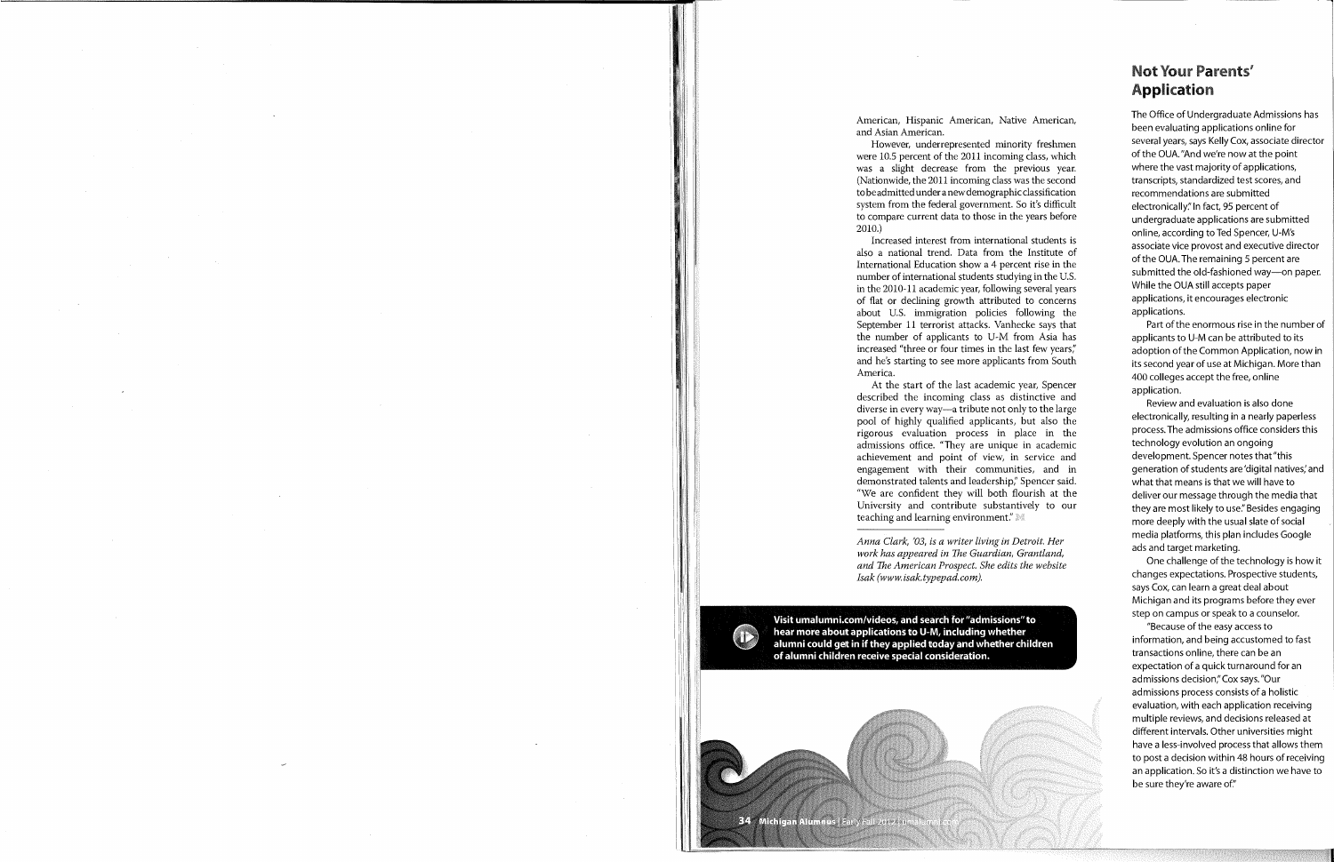American, Hispanic American, Native American, and Asian American.

However, underrepresented minority freshmen were 10.5 percent of the 2011 incoming class, which was a slight decrease from the previous year. (Nationwide, the 2011 incoming class was the second to be admitted under a new demographic classification system from the federal government. So it's difficult to compare current data to those in the years before 2010.)

Increased interest from international students is also a national trend. Data from the Institute of International Education show a 4 percent rise in the number of international students studying in the U.S. in the 2010-11 academic year, following several years of flat or declining growth attributed to concerns about U.S. immigration policies following the September 11 terrorist attacks. Vanhecke says that the number of applicants to U-M from Asia has increased "three or four times in the last few years," and he's starting to see more applicants from South America.

At the start of the last academic year, Spencer described the incoming class as distinctive and diverse in every way—a tribute not only to the large pool of highly qualified applicants, but also the rigorous evaluation process in place in the admissions office. "They are unique in academic achievement and point of view, in service and engagement with their communities, and in demonstrated talents and leadership," Spencer said. "We are confident they will both flourish at the University and contribute substantively to our teaching and learning environment."

---

*Anna Clark, '03, is a writer living in Detroit. Her work has appeared in The Guardian, Grantland, and The American Prospect. She edits the website Isak (www.isak.typepad.com).*

**Visit umalumni.com/videos, and search for "admissions" to hear more about applications to U-M, including whether alumni could get in if they applied today and whether children of alumni children receive special consideration.**

## Not Your Parents' Application

The Office of Undergraduate Admissions has been evaluating applications online for several years, says Kelly Cox, associate director of the OUA. "And we're now at the point where the vast majority of applications, transcripts, standardized test scores, and recommendations are submitted electronically." In fact, 95 percent of undergraduate applications are submitted online, according to Ted Spencer, U-M's associate vice provost and executive director of the OUA. The remaining 5 percent are submitted the old-fashioned way—on paper. While the OUA still accepts paper applications, it encourages electronic applications.

Part of the enormous rise in the number of applicants to U-M can be attributed to its adoption of the Common Application, now in its second year of use at Michigan. More than 400 colleges accept the free, online application.

Review and evaluation is also done electronically, resulting in a nearly paperless process. The admissions office considers this technology evolution an ongoing development. Spencer notes that "this generation of students are 'digital natives,' and what that means is that we will have to deliver our message through the media that they are most likely to use." Besides engaging more deeply with the usual slate of social media platforms, this plan includes Google ads and target marketing.

One challenge of the technology is how it changes expectations. Prospective students, says Cox, can learn a great deal about Michigan and its programs before they ever step on campus or speak to a counselor.

"Because of the easy access to information, and being accustomed to fast transactions online, there can be an expectation of a quick turnaround for an admissions decision," Cox says. "Our admissions process consists of a holistic evaluation, with each application receiving multiple reviews, and decisions released at different intervals. Other universities might have a less-involved process that allows them to post a decision within 48 hours of receiving an application. So it's a distinction we have to be sure they're aware of."